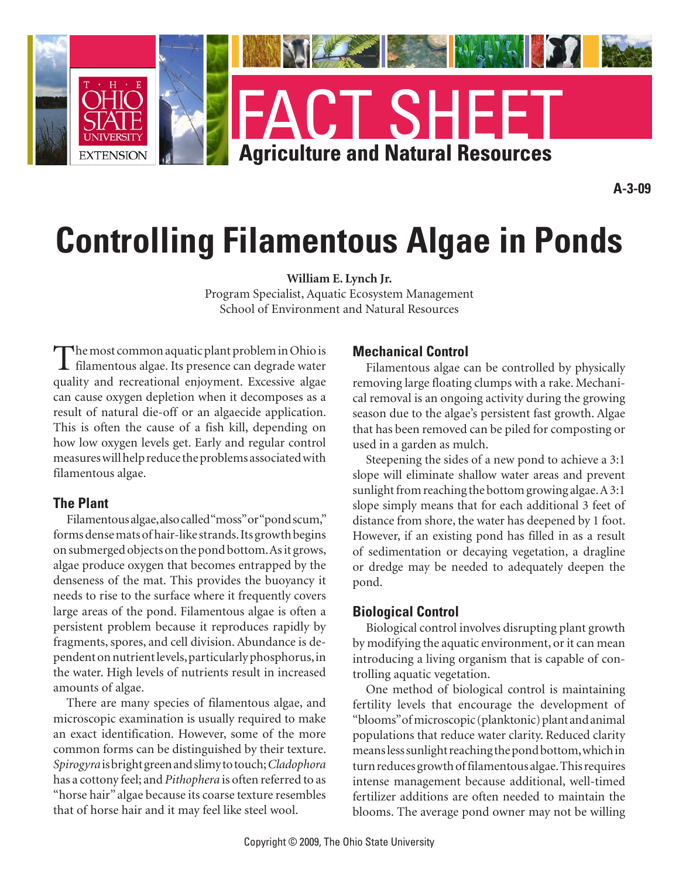THE OHIO STATE UNIVERSITY EXTENSION

# FACT SHEET

**Agriculture and Natural Resources**

**A-3-09**

# Controlling Filamentous Algae in Ponds

**William E. Lynch Jr.**
Program Specialist, Aquatic Ecosystem Management
School of Environment and Natural Resources

The most common aquatic plant problem in Ohio is filamentous algae. Its presence can degrade water quality and recreational enjoyment. Excessive algae can cause oxygen depletion when it decomposes as a result of natural die-off or an algaecide application. This is often the cause of a fish kill, depending on how low oxygen levels get. Early and regular control measures will help reduce the problems associated with filamentous algae.

## The Plant

Filamentous algae, also called "moss" or "pond scum," forms dense mats of hair-like strands. Its growth begins on submerged objects on the pond bottom. As it grows, algae produce oxygen that becomes entrapped by the denseness of the mat. This provides the buoyancy it needs to rise to the surface where it frequently covers large areas of the pond. Filamentous algae is often a persistent problem because it reproduces rapidly by fragments, spores, and cell division. Abundance is dependent on nutrient levels, particularly phosphorus, in the water. High levels of nutrients result in increased amounts of algae.

There are many species of filamentous algae, and microscopic examination is usually required to make an exact identification. However, some of the more common forms can be distinguished by their texture. *Spirogyra* is bright green and slimy to touch; *Cladophora* has a cottony feel; and *Pithophera* is often referred to as "horse hair" algae because its coarse texture resembles that of horse hair and it may feel like steel wool.

## Mechanical Control

Filamentous algae can be controlled by physically removing large floating clumps with a rake. Mechanical removal is an ongoing activity during the growing season due to the algae's persistent fast growth. Algae that has been removed can be piled for composting or used in a garden as mulch.

Steepening the sides of a new pond to achieve a 3:1 slope will eliminate shallow water areas and prevent sunlight from reaching the bottom growing algae. A 3:1 slope simply means that for each additional 3 feet of distance from shore, the water has deepened by 1 foot. However, if an existing pond has filled in as a result of sedimentation or decaying vegetation, a dragline or dredge may be needed to adequately deepen the pond.

## Biological Control

Biological control involves disrupting plant growth by modifying the aquatic environment, or it can mean introducing a living organism that is capable of controlling aquatic vegetation.

One method of biological control is maintaining fertility levels that encourage the development of "blooms" of microscopic (planktonic) plant and animal populations that reduce water clarity. Reduced clarity means less sunlight reaching the pond bottom, which in turn reduces growth of filamentous algae. This requires intense management because additional, well-timed fertilizer additions are often needed to maintain the blooms. The average pond owner may not be willing

Copyright © 2009, The Ohio State University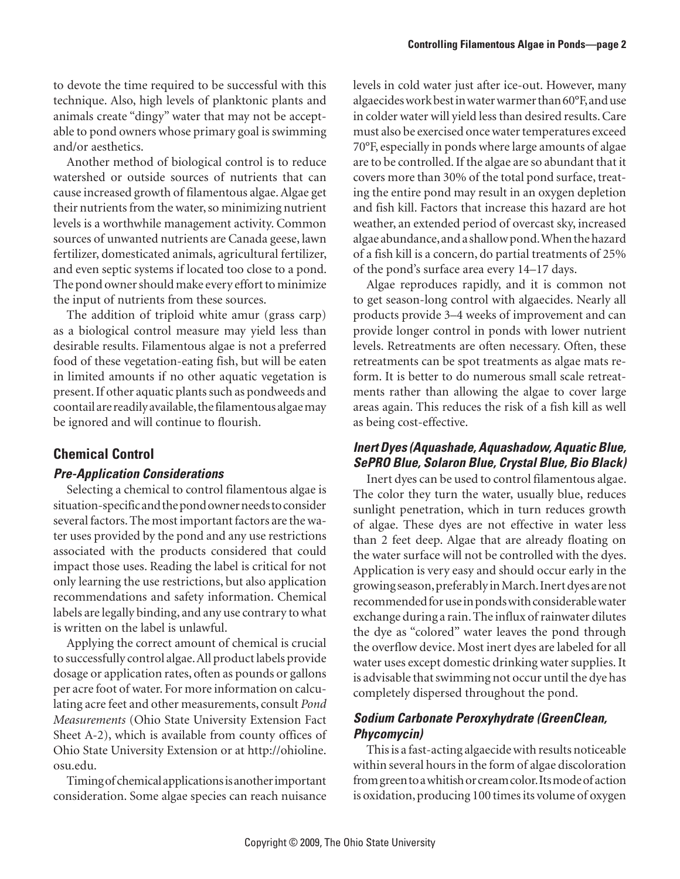to devote the time required to be successful with this technique. Also, high levels of planktonic plants and animals create "dingy" water that may not be acceptable to pond owners whose primary goal is swimming and/or aesthetics.

Another method of biological control is to reduce watershed or outside sources of nutrients that can cause increased growth of filamentous algae. Algae get their nutrients from the water, so minimizing nutrient levels is a worthwhile management activity. Common sources of unwanted nutrients are Canada geese, lawn fertilizer, domesticated animals, agricultural fertilizer, and even septic systems if located too close to a pond. The pond owner should make every effort to minimize the input of nutrients from these sources.

The addition of triploid white amur (grass carp) as a biological control measure may yield less than desirable results. Filamentous algae is not a preferred food of these vegetation-eating fish, but will be eaten in limited amounts if no other aquatic vegetation is present. If other aquatic plants such as pondweeds and coontail are readily available, the filamentous algae may be ignored and will continue to flourish.

## Chemical Control

### *Pre-Application Considerations*

Selecting a chemical to control filamentous algae is situation-specific and the pond owner needs to consider several factors. The most important factors are the water uses provided by the pond and any use restrictions associated with the products considered that could impact those uses. Reading the label is critical for not only learning the use restrictions, but also application recommendations and safety information. Chemical labels are legally binding, and any use contrary to what is written on the label is unlawful.

Applying the correct amount of chemical is crucial to successfully control algae. All product labels provide dosage or application rates, often as pounds or gallons per acre foot of water. For more information on calculating acre feet and other measurements, consult *Pond Measurements* (Ohio State University Extension Fact Sheet A-2), which is available from county offices of Ohio State University Extension or at http://ohioline.osu.edu.

Timing of chemical applications is another important consideration. Some algae species can reach nuisance levels in cold water just after ice-out. However, many algaecides work best in water warmer than 60°F, and use in colder water will yield less than desired results. Care must also be exercised once water temperatures exceed 70°F, especially in ponds where large amounts of algae are to be controlled. If the algae are so abundant that it covers more than 30% of the total pond surface, treating the entire pond may result in an oxygen depletion and fish kill. Factors that increase this hazard are hot weather, an extended period of overcast sky, increased algae abundance, and a shallow pond. When the hazard of a fish kill is a concern, do partial treatments of 25% of the pond's surface area every 14–17 days.

Algae reproduces rapidly, and it is common not to get season-long control with algaecides. Nearly all products provide 3–4 weeks of improvement and can provide longer control in ponds with lower nutrient levels. Retreatments are often necessary. Often, these retreatments can be spot treatments as algae mats reform. It is better to do numerous small scale retreatments rather than allowing the algae to cover large areas again. This reduces the risk of a fish kill as well as being cost-effective.

### *Inert Dyes (Aquashade, Aquashadow, Aquatic Blue, SePRO Blue, Solaron Blue, Crystal Blue, Bio Black)*

Inert dyes can be used to control filamentous algae. The color they turn the water, usually blue, reduces sunlight penetration, which in turn reduces growth of algae. These dyes are not effective in water less than 2 feet deep. Algae that are already floating on the water surface will not be controlled with the dyes. Application is very easy and should occur early in the growing season, preferably in March. Inert dyes are not recommended for use in ponds with considerable water exchange during a rain. The influx of rainwater dilutes the dye as "colored" water leaves the pond through the overflow device. Most inert dyes are labeled for all water uses except domestic drinking water supplies. It is advisable that swimming not occur until the dye has completely dispersed throughout the pond.

### *Sodium Carbonate Peroxyhydrate (GreenClean, Phycomycin)*

This is a fast-acting algaecide with results noticeable within several hours in the form of algae discoloration from green to a whitish or cream color. Its mode of action is oxidation, producing 100 times its volume of oxygen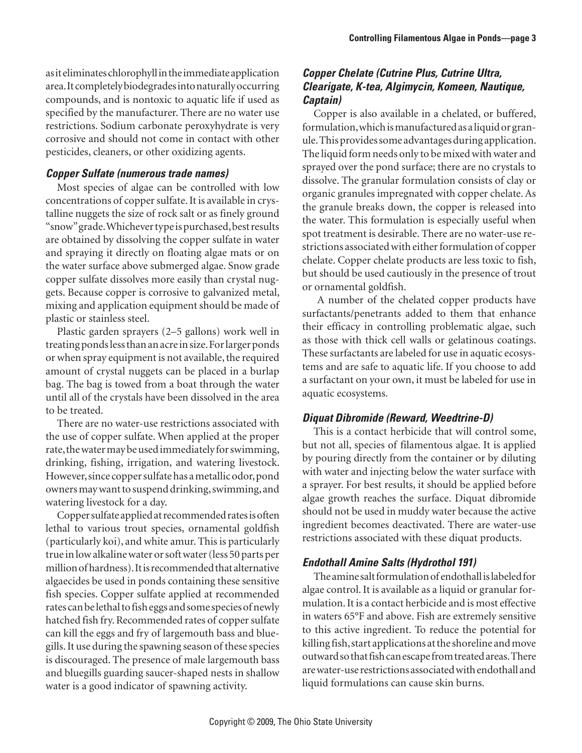as it eliminates chlorophyll in the immediate application area. It completely biodegrades into naturally occurring compounds, and is nontoxic to aquatic life if used as specified by the manufacturer. There are no water use restrictions. Sodium carbonate peroxyhydrate is very corrosive and should not come in contact with other pesticides, cleaners, or other oxidizing agents.

### *Copper Sulfate (numerous trade names)*

Most species of algae can be controlled with low concentrations of copper sulfate. It is available in crystalline nuggets the size of rock salt or as finely ground "snow" grade. Whichever type is purchased, best results are obtained by dissolving the copper sulfate in water and spraying it directly on floating algae mats or on the water surface above submerged algae. Snow grade copper sulfate dissolves more easily than crystal nuggets. Because copper is corrosive to galvanized metal, mixing and application equipment should be made of plastic or stainless steel.

Plastic garden sprayers (2–5 gallons) work well in treating ponds less than an acre in size. For larger ponds or when spray equipment is not available, the required amount of crystal nuggets can be placed in a burlap bag. The bag is towed from a boat through the water until all of the crystals have been dissolved in the area to be treated.

There are no water-use restrictions associated with the use of copper sulfate. When applied at the proper rate, the water may be used immediately for swimming, drinking, fishing, irrigation, and watering livestock. However, since copper sulfate has a metallic odor, pond owners may want to suspend drinking, swimming, and watering livestock for a day.

Copper sulfate applied at recommended rates is often lethal to various trout species, ornamental goldfish (particularly koi), and white amur. This is particularly true in low alkaline water or soft water (less 50 parts per million of hardness). It is recommended that alternative algaecides be used in ponds containing these sensitive fish species. Copper sulfate applied at recommended rates can be lethal to fish eggs and some species of newly hatched fish fry. Recommended rates of copper sulfate can kill the eggs and fry of largemouth bass and bluegills. It use during the spawning season of these species is discouraged. The presence of male largemouth bass and bluegills guarding saucer-shaped nests in shallow water is a good indicator of spawning activity.

### *Copper Chelate (Cutrine Plus, Cutrine Ultra, Clearigate, K-tea, Algimycin, Komeen, Nautique, Captain)*

Copper is also available in a chelated, or buffered, formulation, which is manufactured as a liquid or granule. This provides some advantages during application. The liquid form needs only to be mixed with water and sprayed over the pond surface; there are no crystals to dissolve. The granular formulation consists of clay or organic granules impregnated with copper chelate. As the granule breaks down, the copper is released into the water. This formulation is especially useful when spot treatment is desirable. There are no water-use restrictions associated with either formulation of copper chelate. Copper chelate products are less toxic to fish, but should be used cautiously in the presence of trout or ornamental goldfish.

A number of the chelated copper products have surfactants/penetrants added to them that enhance their efficacy in controlling problematic algae, such as those with thick cell walls or gelatinous coatings. These surfactants are labeled for use in aquatic ecosystems and are safe to aquatic life. If you choose to add a surfactant on your own, it must be labeled for use in aquatic ecosystems.

### *Diquat Dibromide (Reward, Weedtrine-D)*

This is a contact herbicide that will control some, but not all, species of filamentous algae. It is applied by pouring directly from the container or by diluting with water and injecting below the water surface with a sprayer. For best results, it should be applied before algae growth reaches the surface. Diquat dibromide should not be used in muddy water because the active ingredient becomes deactivated. There are water-use restrictions associated with these diquat products.

### *Endothall Amine Salts (Hydrothol 191)*

The amine salt formulation of endothall is labeled for algae control. It is available as a liquid or granular formulation. It is a contact herbicide and is most effective in waters 65°F and above. Fish are extremely sensitive to this active ingredient. To reduce the potential for killing fish, start applications at the shoreline and move outward so that fish can escape from treated areas. There are water-use restrictions associated with endothall and liquid formulations can cause skin burns.

Copyright © 2009, The Ohio State University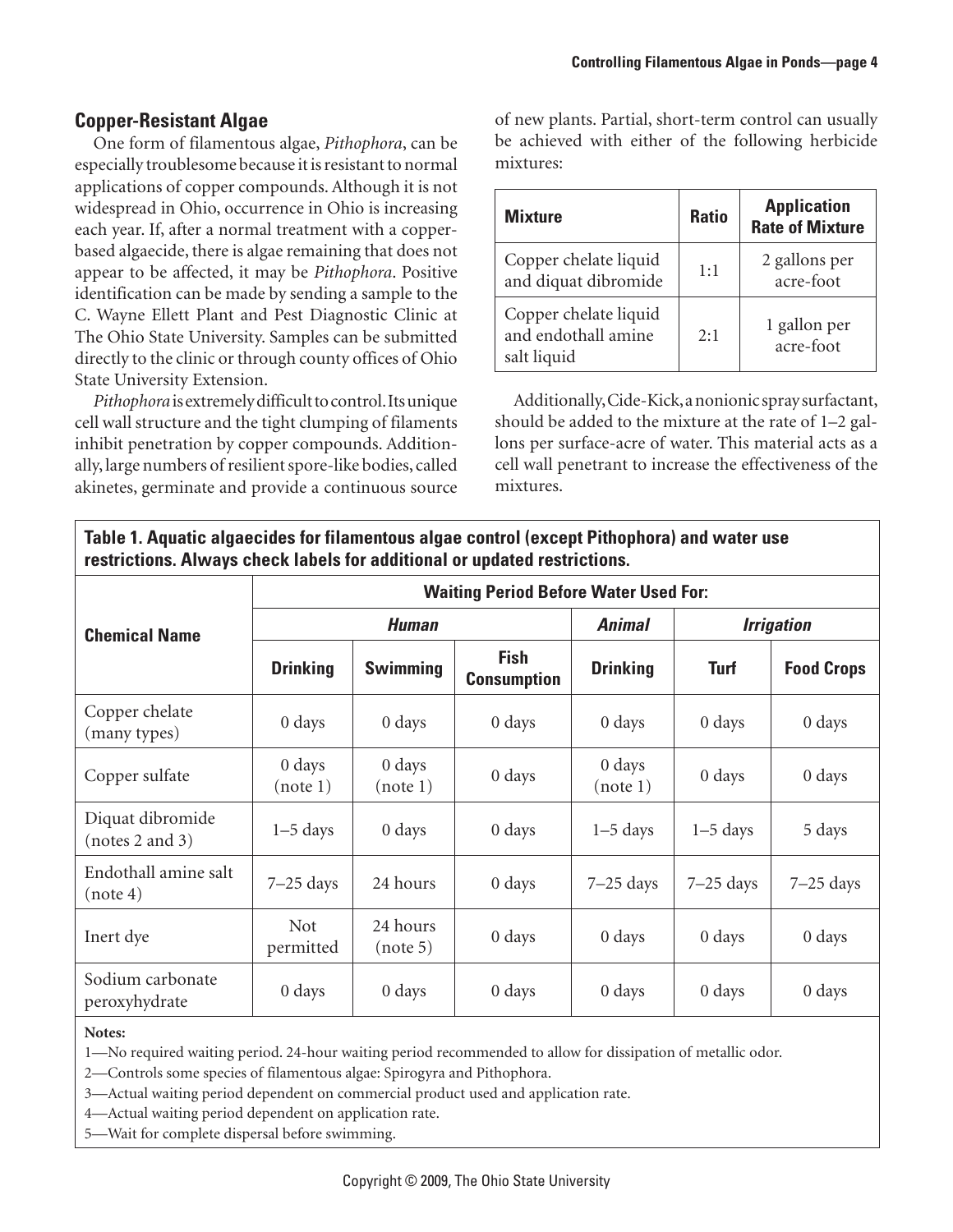## Copper-Resistant Algae

One form of filamentous algae, *Pithophora*, can be especially troublesome because it is resistant to normal applications of copper compounds. Although it is not widespread in Ohio, occurrence in Ohio is increasing each year. If, after a normal treatment with a copper-based algaecide, there is algae remaining that does not appear to be affected, it may be *Pithophora*. Positive identification can be made by sending a sample to the C. Wayne Ellett Plant and Pest Diagnostic Clinic at The Ohio State University. Samples can be submitted directly to the clinic or through county offices of Ohio State University Extension.

*Pithophora* is extremely difficult to control. Its unique cell wall structure and the tight clumping of filaments inhibit penetration by copper compounds. Additionally, large numbers of resilient spore-like bodies, called akinetes, germinate and provide a continuous source of new plants. Partial, short-term control can usually be achieved with either of the following herbicide mixtures:

| Mixture | Ratio | Application Rate of Mixture |
|---|---|---|
| Copper chelate liquid and diquat dibromide | 1:1 | 2 gallons per acre-foot |
| Copper chelate liquid and endothall amine salt liquid | 2:1 | 1 gallon per acre-foot |

Additionally, Cide-Kick, a nonionic spray surfactant, should be added to the mixture at the rate of 1–2 gallons per surface-acre of water. This material acts as a cell wall penetrant to increase the effectiveness of the mixtures.

**Table 1. Aquatic algaecides for filamentous algae control (except Pithophora) and water use restrictions. Always check labels for additional or updated restrictions.**

| Chemical Name | Waiting Period Before Water Used For: | | | | | |
|---|---|---|---|---|---|---|
| | *Human* | | | *Animal* | *Irrigation* | |
| | Drinking | Swimming | Fish Consumption | Drinking | Turf | Food Crops |
| Copper chelate (many types) | 0 days | 0 days | 0 days | 0 days | 0 days | 0 days |
| Copper sulfate | 0 days (note 1) | 0 days (note 1) | 0 days | 0 days (note 1) | 0 days | 0 days |
| Diquat dibromide (notes 2 and 3) | 1–5 days | 0 days | 0 days | 1–5 days | 1–5 days | 5 days |
| Endothall amine salt (note 4) | 7–25 days | 24 hours | 0 days | 7–25 days | 7–25 days | 7–25 days |
| Inert dye | Not permitted | 24 hours (note 5) | 0 days | 0 days | 0 days | 0 days |
| Sodium carbonate peroxyhydrate | 0 days | 0 days | 0 days | 0 days | 0 days | 0 days |

**Notes:**

1—No required waiting period. 24-hour waiting period recommended to allow for dissipation of metallic odor.

2—Controls some species of filamentous algae: Spirogyra and Pithophora.

3—Actual waiting period dependent on commercial product used and application rate.

4—Actual waiting period dependent on application rate.

5—Wait for complete dispersal before swimming.

Copyright © 2009, The Ohio State University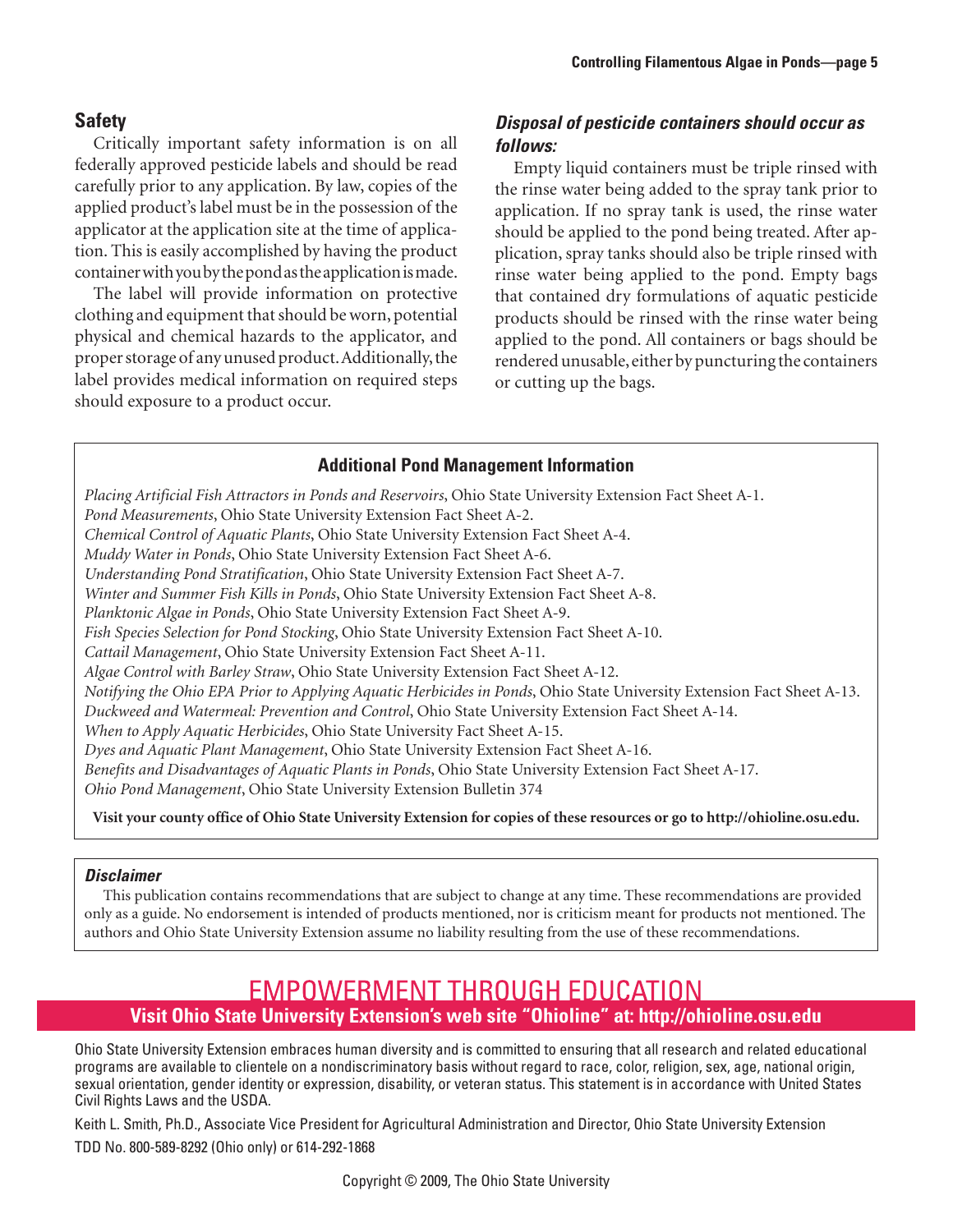## Safety

Critically important safety information is on all federally approved pesticide labels and should be read carefully prior to any application. By law, copies of the applied product's label must be in the possession of the applicator at the application site at the time of application. This is easily accomplished by having the product container with you by the pond as the application is made.

The label will provide information on protective clothing and equipment that should be worn, potential physical and chemical hazards to the applicator, and proper storage of any unused product. Additionally, the label provides medical information on required steps should exposure to a product occur.

### *Disposal of pesticide containers should occur as follows:*

Empty liquid containers must be triple rinsed with the rinse water being added to the spray tank prior to application. If no spray tank is used, the rinse water should be applied to the pond being treated. After application, spray tanks should also be triple rinsed with rinse water being applied to the pond. Empty bags that contained dry formulations of aquatic pesticide products should be rinsed with the rinse water being applied to the pond. All containers or bags should be rendered unusable, either by puncturing the containers or cutting up the bags.

### Additional Pond Management Information

*Placing Artificial Fish Attractors in Ponds and Reservoirs*, Ohio State University Extension Fact Sheet A-1.
*Pond Measurements*, Ohio State University Extension Fact Sheet A-2.
*Chemical Control of Aquatic Plants*, Ohio State University Extension Fact Sheet A-4.
*Muddy Water in Ponds*, Ohio State University Extension Fact Sheet A-6.
*Understanding Pond Stratification*, Ohio State University Extension Fact Sheet A-7.
*Winter and Summer Fish Kills in Ponds*, Ohio State University Extension Fact Sheet A-8.
*Planktonic Algae in Ponds*, Ohio State University Extension Fact Sheet A-9.
*Fish Species Selection for Pond Stocking*, Ohio State University Extension Fact Sheet A-10.
*Cattail Management*, Ohio State University Extension Fact Sheet A-11.
*Algae Control with Barley Straw*, Ohio State University Extension Fact Sheet A-12.
*Notifying the Ohio EPA Prior to Applying Aquatic Herbicides in Ponds*, Ohio State University Extension Fact Sheet A-13.
*Duckweed and Watermeal: Prevention and Control*, Ohio State University Extension Fact Sheet A-14.
*When to Apply Aquatic Herbicides*, Ohio State University Fact Sheet A-15.
*Dyes and Aquatic Plant Management*, Ohio State University Extension Fact Sheet A-16.
*Benefits and Disadvantages of Aquatic Plants in Ponds*, Ohio State University Extension Fact Sheet A-17.
*Ohio Pond Management*, Ohio State University Extension Bulletin 374

**Visit your county office of Ohio State University Extension for copies of these resources or go to http://ohioline.osu.edu.**

### *Disclaimer*

This publication contains recommendations that are subject to change at any time. These recommendations are provided only as a guide. No endorsement is intended of products mentioned, nor is criticism meant for products not mentioned. The authors and Ohio State University Extension assume no liability resulting from the use of these recommendations.

## EMPOWERMENT THROUGH EDUCATION

**Visit Ohio State University Extension's web site "Ohioline" at: http://ohioline.osu.edu**

Ohio State University Extension embraces human diversity and is committed to ensuring that all research and related educational programs are available to clientele on a nondiscriminatory basis without regard to race, color, religion, sex, age, national origin, sexual orientation, gender identity or expression, disability, or veteran status. This statement is in accordance with United States Civil Rights Laws and the USDA.

Keith L. Smith, Ph.D., Associate Vice President for Agricultural Administration and Director, Ohio State University Extension

TDD No. 800-589-8292 (Ohio only) or 614-292-1868

Copyright © 2009, The Ohio State University